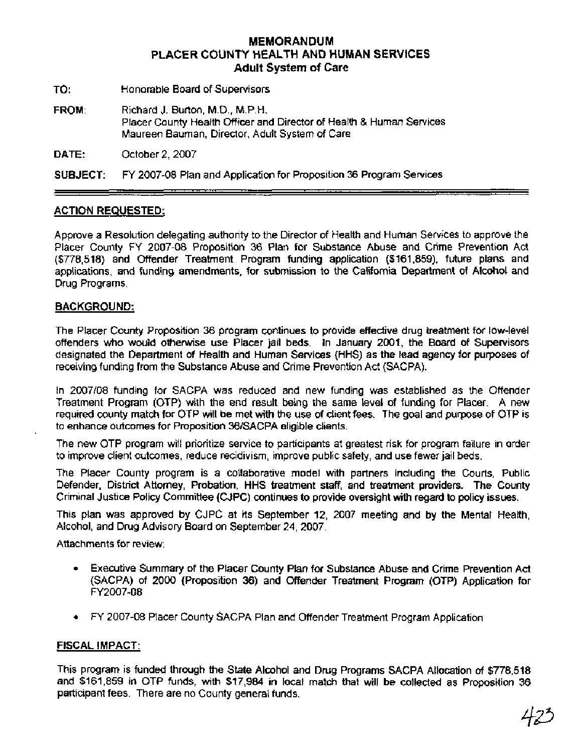# MEMORANDUM
## PLACER COUNTY HEALTH AND HUMAN SERVICES
### Adult System of Care

**TO:** Honorable Board of Supervisors

**FROM:** Richard J. Burton, M.D., M.P.H.
Placer County Health Officer and Director of Health & Human Services
Maureen Bauman, Director, Adult System of Care

**DATE:** October 2, 2007

**SUBJECT:** FY 2007-08 Plan and Application for Proposition 36 Program Services

---

## ACTION REQUESTED:

Approve a Resolution delegating authority to the Director of Health and Human Services to approve the Placer County FY 2007-08 Proposition 36 Plan for Substance Abuse and Crime Prevention Act ($778,518) and Offender Treatment Program funding application ($161,859), future plans and applications, and funding amendments, for submission to the California Department of Alcohol and Drug Programs.

## BACKGROUND:

The Placer County Proposition 36 program continues to provide effective drug treatment for low-level offenders who would otherwise use Placer jail beds. In January 2001, the Board of Supervisors designated the Department of Health and Human Services (HHS) as the lead agency for purposes of receiving funding from the Substance Abuse and Crime Prevention Act (SACPA).

In 2007/08 funding for SACPA was reduced and new funding was established as the Offender Treatment Program (OTP) with the end result being the same level of funding for Placer. A new required county match for OTP will be met with the use of client fees. The goal and purpose of OTP is to enhance outcomes for Proposition 36/SACPA eligible clients.

The new OTP program will prioritize service to participants at greatest risk for program failure in order to improve client outcomes, reduce recidivism, improve public safety, and use fewer jail beds.

The Placer County program is a collaborative model with partners including the Courts, Public Defender, District Attorney, Probation, HHS treatment staff, and treatment providers. The County Criminal Justice Policy Committee (CJPC) continues to provide oversight with regard to policy issues.

This plan was approved by CJPC at its September 12, 2007 meeting and by the Mental Health, Alcohol, and Drug Advisory Board on September 24, 2007.

Attachments for review:

- Executive Summary of the Placer County Plan for Substance Abuse and Crime Prevention Act (SACPA) of 2000 (Proposition 36) and Offender Treatment Program (OTP) Application for FY2007-08
- FY 2007-08 Placer County SACPA Plan and Offender Treatment Program Application

## FISCAL IMPACT:

This program is funded through the State Alcohol and Drug Programs SACPA Allocation of $778,518 and $161,859 in OTP funds, with $17,984 in local match that will be collected as Proposition 36 participant fees. There are no County general funds.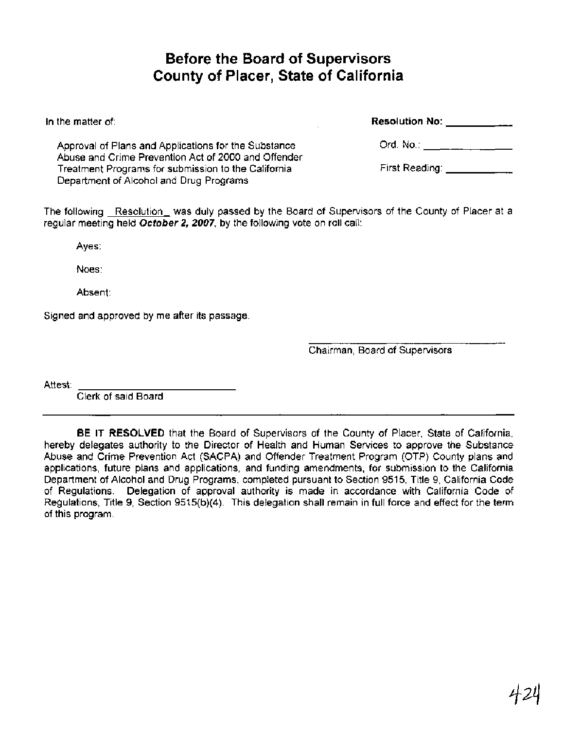# Before the Board of Supervisors
# County of Placer, State of California

In the matter of:

Approval of Plans and Applications for the Substance Abuse and Crime Prevention Act of 2000 and Offender Treatment Programs for submission to the California Department of Alcohol and Drug Programs

**Resolution No:** ___________

Ord. No.: _______________

First Reading: ____________

The following Resolution was duly passed by the Board of Supervisors of the County of Placer at a regular meeting held ***October 2, 2007***, by the following vote on roll call:

Ayes:

Noes:

Absent:

Signed and approved by me after its passage.

_________________________________
Chairman, Board of Supervisors

Attest: ____________________________
Clerk of said Board

---

**BE IT RESOLVED** that the Board of Supervisors of the County of Placer, State of California, hereby delegates authority to the Director of Health and Human Services to approve the Substance Abuse and Crime Prevention Act (SACPA) and Offender Treatment Program (OTP) County plans and applications, future plans and applications, and funding amendments, for submission to the California Department of Alcohol and Drug Programs, completed pursuant to Section 9515, Title 9, California Code of Regulations. Delegation of approval authority is made in accordance with California Code of Regulations, Title 9, Section 9515(b)(4). This delegation shall remain in full force and effect for the term of this program.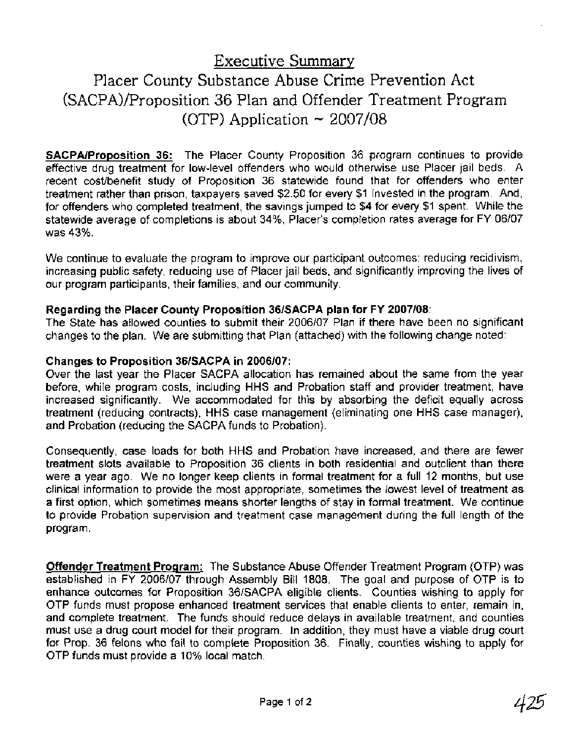# Executive Summary

## Placer County Substance Abuse Crime Prevention Act (SACPA)/Proposition 36 Plan and Offender Treatment Program (OTP) Application ~ 2007/08

**SACPA/Proposition 36:** The Placer County Proposition 36 program continues to provide effective drug treatment for low-level offenders who would otherwise use Placer jail beds. A recent cost/benefit study of Proposition 36 statewide found that for offenders who enter treatment rather than prison, taxpayers saved $2.50 for every $1 invested in the program. And, for offenders who completed treatment, the savings jumped to $4 for every $1 spent. While the statewide average of completions is about 34%, Placer's completion rates average for FY 06/07 was 43%.

We continue to evaluate the program to improve our participant outcomes: reducing recidivism, increasing public safety, reducing use of Placer jail beds, and significantly improving the lives of our program participants, their families, and our community.

**Regarding the Placer County Proposition 36/SACPA plan for FY 2007/08:**
The State has allowed counties to submit their 2006/07 Plan if there have been no significant changes to the plan. We are submitting that Plan (attached) with the following change noted:

**Changes to Proposition 36/SACPA in 2006/07:**
Over the last year the Placer SACPA allocation has remained about the same from the year before, while program costs, including HHS and Probation staff and provider treatment, have increased significantly. We accommodated for this by absorbing the deficit equally across treatment (reducing contracts), HHS case management (eliminating one HHS case manager), and Probation (reducing the SACPA funds to Probation).

Consequently, case loads for both HHS and Probation have increased, and there are fewer treatment slots available to Proposition 36 clients in both residential and outclient than there were a year ago. We no longer keep clients in formal treatment for a full 12 months, but use clinical information to provide the most appropriate, sometimes the lowest level of treatment as a first option, which sometimes means shorter lengths of stay in formal treatment. We continue to provide Probation supervision and treatment case management during the full length of the program.

**Offender Treatment Program:** The Substance Abuse Offender Treatment Program (OTP) was established in FY 2006/07 through Assembly Bill 1808. The goal and purpose of OTP is to enhance outcomes for Proposition 36/SACPA eligible clients. Counties wishing to apply for OTP funds must propose enhanced treatment services that enable clients to enter, remain in, and complete treatment. The funds should reduce delays in available treatment, and counties must use a drug court model for their program. In addition, they must have a viable drug court for Prop. 36 felons who fail to complete Proposition 36. Finally, counties wishing to apply for OTP funds must provide a 10% local match.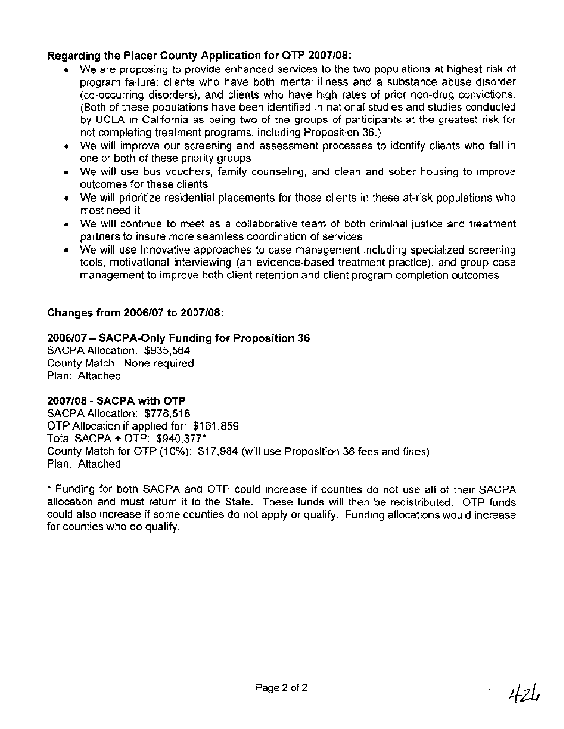**Regarding the Placer County Application for OTP 2007/08:**

- We are proposing to provide enhanced services to the two populations at highest risk of program failure: clients who have both mental illness and a substance abuse disorder (co-occurring disorders), and clients who have high rates of prior non-drug convictions. (Both of these populations have been identified in national studies and studies conducted by UCLA in California as being two of the groups of participants at the greatest risk for not completing treatment programs, including Proposition 36.)
- We will improve our screening and assessment processes to identify clients who fall in one or both of these priority groups
- We will use bus vouchers, family counseling, and clean and sober housing to improve outcomes for these clients
- We will prioritize residential placements for those clients in these at-risk populations who most need it
- We will continue to meet as a collaborative team of both criminal justice and treatment partners to insure more seamless coordination of services
- We will use innovative approaches to case management including specialized screening tools, motivational interviewing (an evidence-based treatment practice), and group case management to improve both client retention and client program completion outcomes

**Changes from 2006/07 to 2007/08:**

**2006/07 – SACPA-Only Funding for Proposition 36**
SACPA Allocation: $935,564
County Match: None required
Plan: Attached

**2007/08 - SACPA with OTP**
SACPA Allocation: $778,518
OTP Allocation if applied for: $161,859
Total SACPA + OTP: $940,377*
County Match for OTP (10%): $17,984 (will use Proposition 36 fees and fines)
Plan: Attached

* Funding for both SACPA and OTP could increase if counties do not use all of their SACPA allocation and must return it to the State. These funds will then be redistributed. OTP funds could also increase if some counties do not apply or qualify. Funding allocations would increase for counties who do qualify.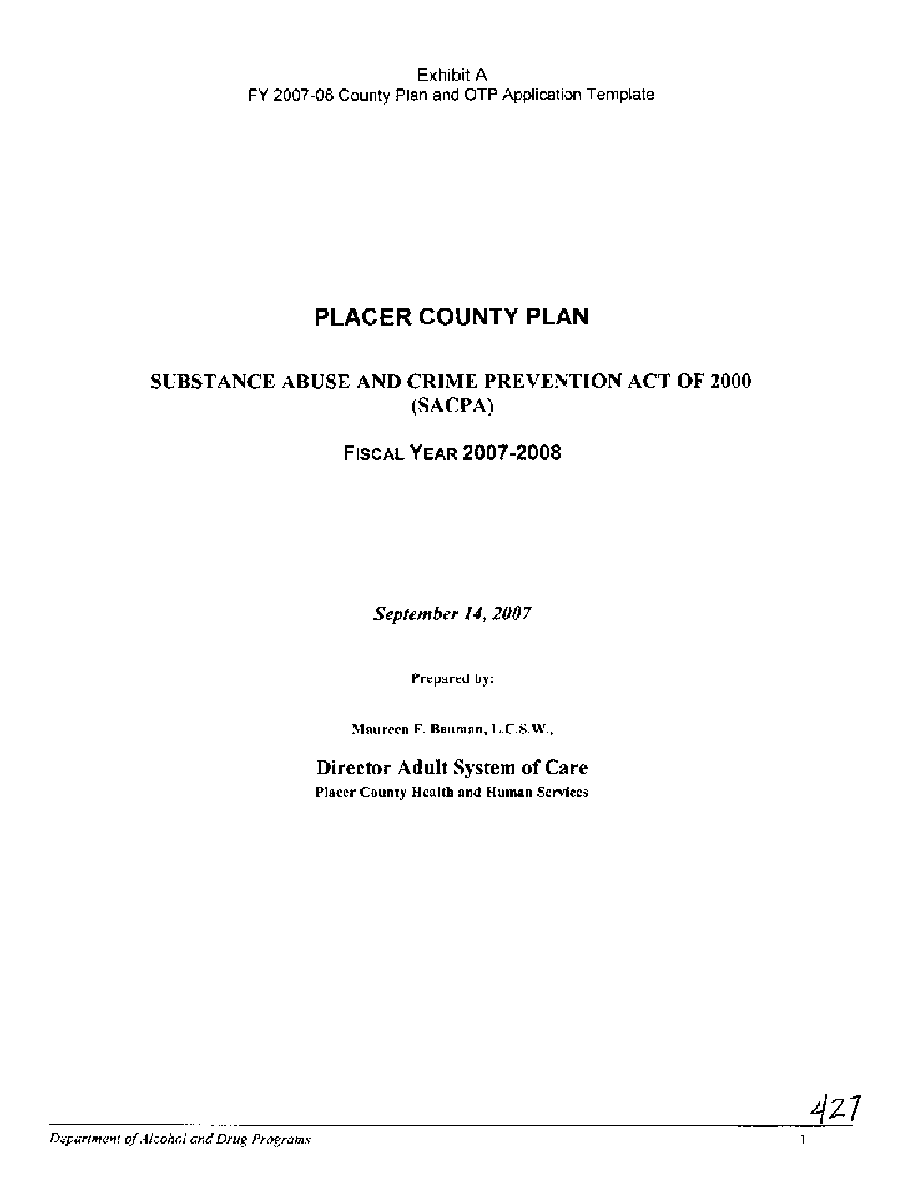Exhibit A
FY 2007-08 County Plan and OTP Application Template

# PLACER COUNTY PLAN

## SUBSTANCE ABUSE AND CRIME PREVENTION ACT OF 2000 (SACPA)

## FISCAL YEAR 2007-2008

***September 14, 2007***

**Prepared by:**

**Maureen F. Bauman, L.C.S.W.,**

**Director Adult System of Care**

**Placer County Health and Human Services**

427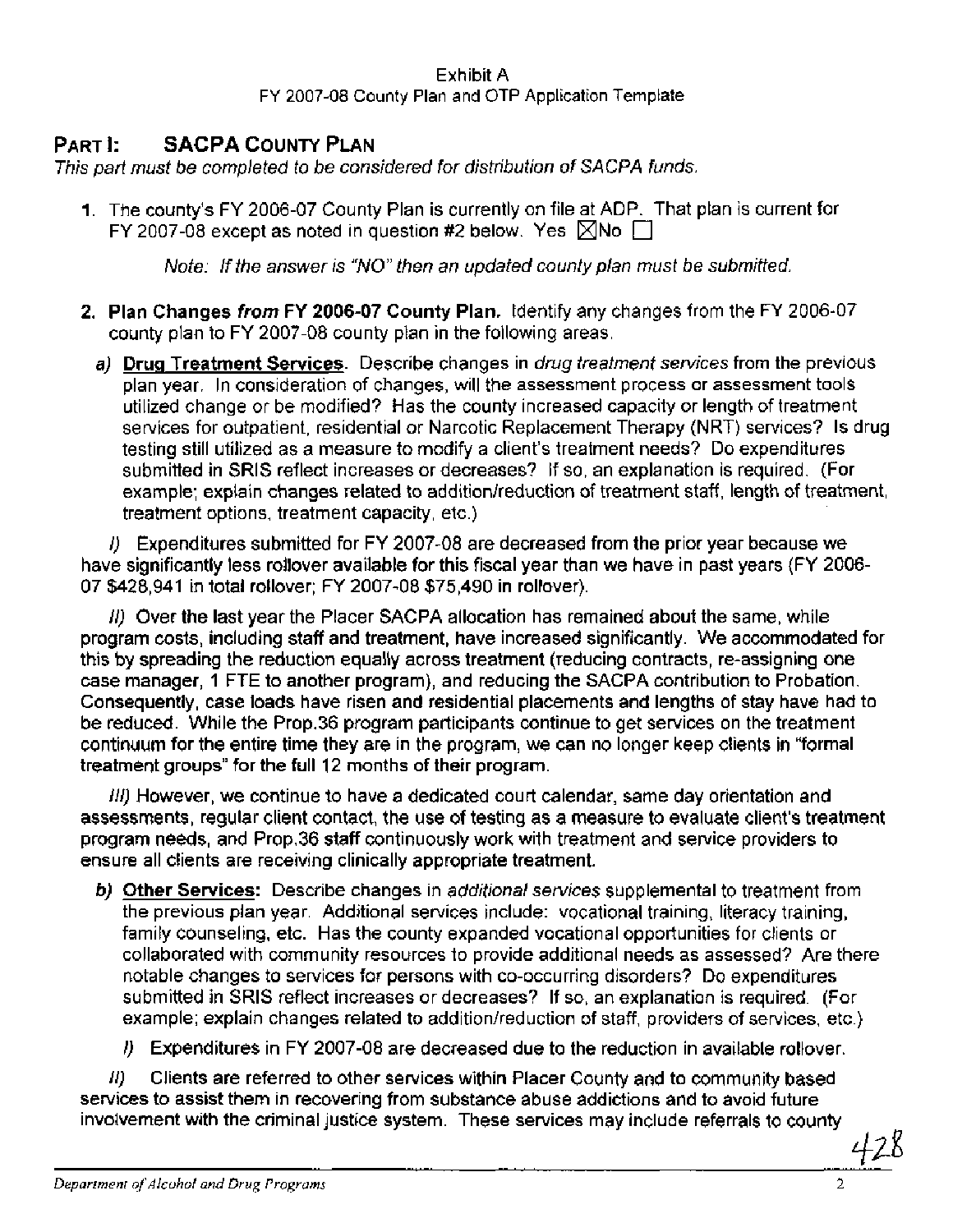Exhibit A

FY 2007-08 County Plan and OTP Application Template

## PART I: SACPA COUNTY PLAN

*This part must be completed to be considered for distribution of SACPA funds.*

1. The county's FY 2006-07 County Plan is currently on file at ADP. That plan is current for FY 2007-08 except as noted in question #2 below. Yes ☒ No ☐

   *Note: If the answer is "NO" then an updated county plan must be submitted.*

2. **Plan Changes *from* FY 2006-07 County Plan.** Identify any changes from the FY 2006-07 county plan to FY 2007-08 county plan in the following areas.

   *a)* **Drug Treatment Services.** Describe changes in *drug treatment services* from the previous plan year. In consideration of changes, will the assessment process or assessment tools utilized change or be modified? Has the county increased capacity or length of treatment services for outpatient, residential or Narcotic Replacement Therapy (NRT) services? Is drug testing still utilized as a measure to modify a client's treatment needs? Do expenditures submitted in SRIS reflect increases or decreases? If so, an explanation is required. (For example; explain changes related to addition/reduction of treatment staff, length of treatment, treatment options, treatment capacity, etc.)

*I)* Expenditures submitted for FY 2007-08 are decreased from the prior year because we have significantly less rollover available for this fiscal year than we have in past years (FY 2006-07 $428,941 in total rollover; FY 2007-08 $75,490 in rollover).

*II)* Over the last year the Placer SACPA allocation has remained about the same, while program costs, including staff and treatment, have increased significantly. We accommodated for this by spreading the reduction equally across treatment (reducing contracts, re-assigning one case manager, 1 FTE to another program), and reducing the SACPA contribution to Probation. Consequently, case loads have risen and residential placements and lengths of stay have had to be reduced. While the Prop.36 program participants continue to get services on the treatment continuum for the entire time they are in the program, we can no longer keep clients in "formal treatment groups" for the full 12 months of their program.

*III)* However, we continue to have a dedicated court calendar, same day orientation and assessments, regular client contact, the use of testing as a measure to evaluate client's treatment program needs, and Prop.36 staff continuously work with treatment and service providers to ensure all clients are receiving clinically appropriate treatment.

   *b)* **Other Services:** Describe changes in *additional services* supplemental to treatment from the previous plan year. Additional services include: vocational training, literacy training, family counseling, etc. Has the county expanded vocational opportunities for clients or collaborated with community resources to provide additional needs as assessed? Are there notable changes to services for persons with co-occurring disorders? Do expenditures submitted in SRIS reflect increases or decreases? If so, an explanation is required. (For example; explain changes related to addition/reduction of staff, providers of services, etc.)

   *I)* Expenditures in FY 2007-08 are decreased due to the reduction in available rollover.

*II)* Clients are referred to other services within Placer County and to community based services to assist them in recovering from substance abuse addictions and to avoid future involvement with the criminal justice system. These services may include referrals to county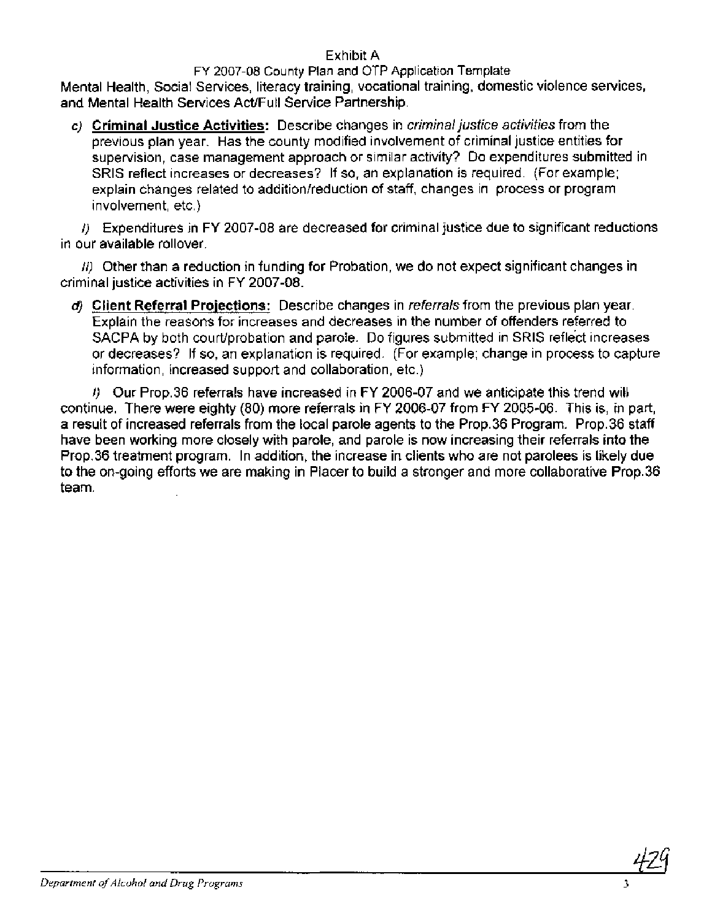Mental Health, Social Services, literacy training, vocational training, domestic violence services, and Mental Health Services Act/Full Service Partnership.

*c)* **Criminal Justice Activities:** Describe changes in *criminal justice activities* from the previous plan year. Has the county modified involvement of criminal justice entities for supervision, case management approach or similar activity? Do expenditures submitted in SRIS reflect increases or decreases? If so, an explanation is required. (For example; explain changes related to addition/reduction of staff, changes in process or program involvement, etc.)

*I)* Expenditures in FY 2007-08 are decreased for criminal justice due to significant reductions in our available rollover.

*II)* Other than a reduction in funding for Probation, we do not expect significant changes in criminal justice activities in FY 2007-08.

*d)* **Client Referral Projections:** Describe changes in *referrals* from the previous plan year. Explain the reasons for increases and decreases in the number of offenders referred to SACPA by both court/probation and parole. Do figures submitted in SRIS reflect increases or decreases? If so, an explanation is required. (For example; change in process to capture information, increased support and collaboration, etc.)

*I)* Our Prop.36 referrals have increased in FY 2006-07 and we anticipate this trend will continue. There were eighty (80) more referrals in FY 2006-07 from FY 2005-06. This is, in part, a result of increased referrals from the local parole agents to the Prop.36 Program. Prop.36 staff have been working more closely with parole, and parole is now increasing their referrals into the Prop.36 treatment program. In addition, the increase in clients who are not parolees is likely due to the on-going efforts we are making in Placer to build a stronger and more collaborative Prop.36 team.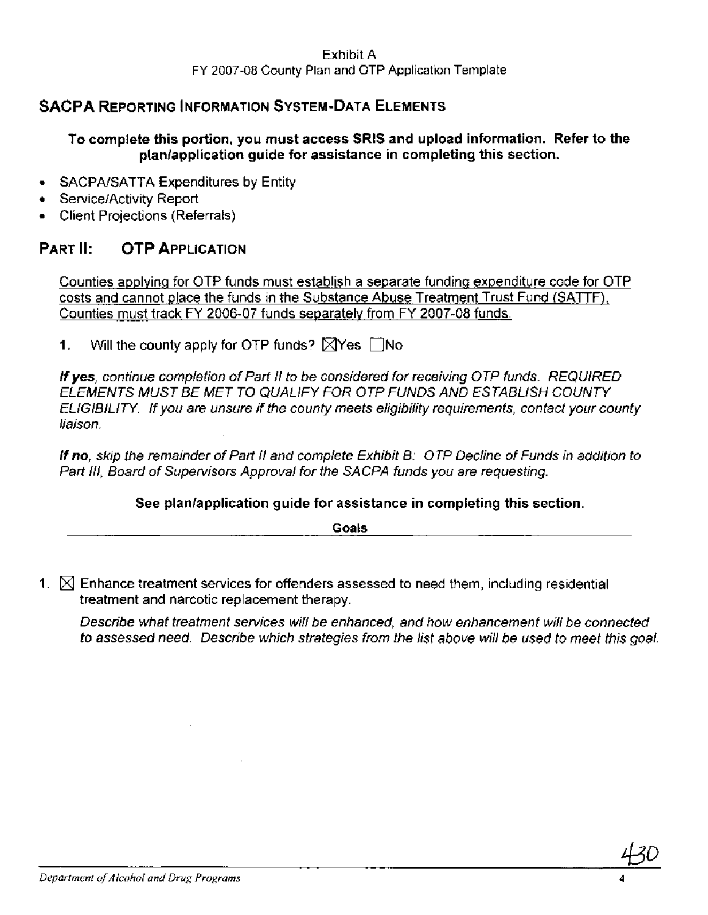Exhibit A
FY 2007-08 County Plan and OTP Application Template

## SACPA Reporting Information System-Data Elements

**To complete this portion, you must access SRIS and upload information. Refer to the plan/application guide for assistance in completing this section.**

- SACPA/SATTA Expenditures by Entity
- Service/Activity Report
- Client Projections (Referrals)

## Part II: OTP Application

Counties applying for OTP funds must establish a separate funding expenditure code for OTP costs and cannot place the funds in the Substance Abuse Treatment Trust Fund (SATTF). Counties must track FY 2006-07 funds separately from FY 2007-08 funds.

**1.** Will the county apply for OTP funds? ☒Yes ☐No

***If yes**, continue completion of Part II to be considered for receiving OTP funds. REQUIRED ELEMENTS MUST BE MET TO QUALIFY FOR OTP FUNDS AND ESTABLISH COUNTY ELIGIBILITY. If you are unsure if the county meets eligibility requirements, contact your county liaison.*

***If no**, skip the remainder of Part II and complete Exhibit B: OTP Decline of Funds in addition to Part III, Board of Supervisors Approval for the SACPA funds you are requesting.*

**See plan/application guide for assistance in completing this section.**

**Goals**

1. ☒ Enhance treatment services for offenders assessed to need them, including residential treatment and narcotic replacement therapy.

   *Describe what treatment services will be enhanced, and how enhancement will be connected to assessed need. Describe which strategies from the list above will be used to meet this goal.*

430

*Department of Alcohol and Drug Programs*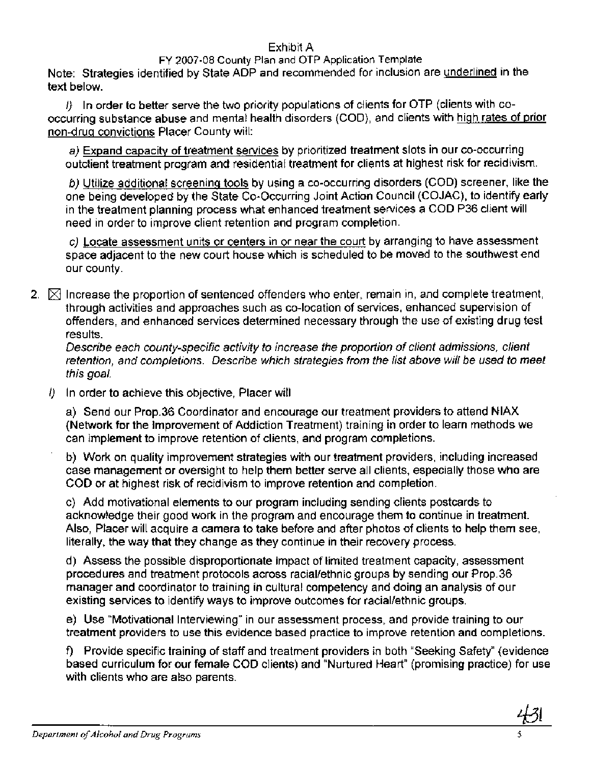Exhibit A

FY 2007-08 County Plan and OTP Application Template

**Note: Strategies identified by State ADP and recommended for inclusion are underlined in the text below.**

*I)* In order to better serve the two priority populations of clients for OTP (clients with co-occurring substance abuse and mental health disorders (COD), and clients with <u>high rates of prior non-drug convictions</u> Placer County will:

*a)* <u>Expand capacity of treatment services</u> by prioritized treatment slots in our co-occurring outclient treatment program and residential treatment for clients at highest risk for recidivism.

*b)* <u>Utilize additional screening tools</u> by using a co-occurring disorders (COD) screener, like the one being developed by the State Co-Occurring Joint Action Council (COJAC), to identify early in the treatment planning process what enhanced treatment services a COD P36 client will need in order to improve client retention and program completion.

*c)* <u>Locate assessment units or centers in or near the court</u> by arranging to have assessment space adjacent to the new court house which is scheduled to be moved to the southwest end our county.

2. ☒ Increase the proportion of sentenced offenders who enter, remain in, and complete treatment, through activities and approaches such as co-location of services, enhanced supervision of offenders, and enhanced services determined necessary through the use of existing drug test results.

   *Describe each county-specific activity to increase the proportion of client admissions, client retention, and completions. Describe which strategies from the list above will be used to meet this goal.*

   *I)* In order to achieve this objective, Placer will

   a) Send our Prop.36 Coordinator and encourage our treatment providers to attend NIAX (Network for the Improvement of Addiction Treatment) training in order to learn methods we can implement to improve retention of clients, and program completions.

   b) Work on quality improvement strategies with our treatment providers, including increased case management or oversight to help them better serve all clients, especially those who are COD or at highest risk of recidivism to improve retention and completion.

   c) Add motivational elements to our program including sending clients postcards to acknowledge their good work in the program and encourage them to continue in treatment. Also, Placer will acquire a camera to take before and after photos of clients to help them see, literally, the way that they change as they continue in their recovery process.

   d) Assess the possible disproportionate impact of limited treatment capacity, assessment procedures and treatment protocols across racial/ethnic groups by sending our Prop.36 manager and coordinator to training in cultural competency and doing an analysis of our existing services to identify ways to improve outcomes for racial/ethnic groups.

   e) Use "Motivational Interviewing" in our assessment process, and provide training to our treatment providers to use this evidence based practice to improve retention and completions.

   f) Provide specific training of staff and treatment providers in both "Seeking Safety" (evidence based curriculum for our female COD clients) and "Nurtured Heart" (promising practice) for use with clients who are also parents.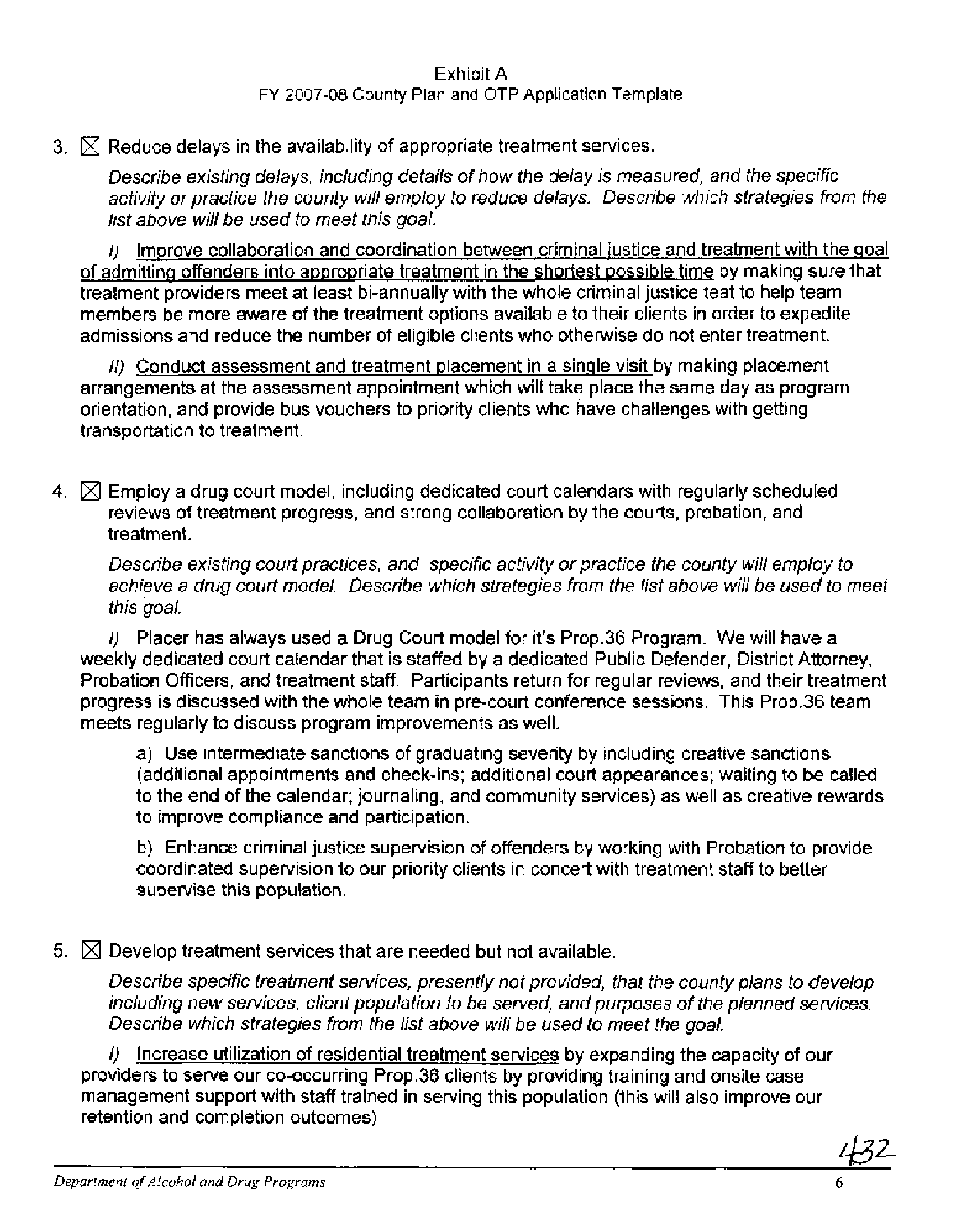3. ☒ Reduce delays in the availability of appropriate treatment services.

*Describe existing delays, including details of how the delay is measured, and the specific activity or practice the county will employ to reduce delays. Describe which strategies from the list above will be used to meet this goal.*

*I)* Improve collaboration and coordination between criminal justice and treatment with the goal of admitting offenders into appropriate treatment in the shortest possible time by making sure that treatment providers meet at least bi-annually with the whole criminal justice teat to help team members be more aware of the treatment options available to their clients in order to expedite admissions and reduce the number of eligible clients who otherwise do not enter treatment.

*II)* Conduct assessment and treatment placement in a single visit by making placement arrangements at the assessment appointment which will take place the same day as program orientation, and provide bus vouchers to priority clients who have challenges with getting transportation to treatment.

4. ☒ Employ a drug court model, including dedicated court calendars with regularly scheduled reviews of treatment progress, and strong collaboration by the courts, probation, and treatment.

*Describe existing court practices, and specific activity or practice the county will employ to achieve a drug court model. Describe which strategies from the list above will be used to meet this goal.*

*I)* Placer has always used a Drug Court model for it's Prop.36 Program. We will have a weekly dedicated court calendar that is staffed by a dedicated Public Defender, District Attorney, Probation Officers, and treatment staff. Participants return for regular reviews, and their treatment progress is discussed with the whole team in pre-court conference sessions. This Prop.36 team meets regularly to discuss program improvements as well.

a) Use intermediate sanctions of graduating severity by including creative sanctions (additional appointments and check-ins; additional court appearances; waiting to be called to the end of the calendar; journaling, and community services) as well as creative rewards to improve compliance and participation.

b) Enhance criminal justice supervision of offenders by working with Probation to provide coordinated supervision to our priority clients in concert with treatment staff to better supervise this population.

5. ☒ Develop treatment services that are needed but not available.

*Describe specific treatment services, presently not provided, that the county plans to develop including new services, client population to be served, and purposes of the planned services. Describe which strategies from the list above will be used to meet the goal.*

*I)* Increase utilization of residential treatment services by expanding the capacity of our providers to serve our co-occurring Prop.36 clients by providing training and onsite case management support with staff trained in serving this population (this will also improve our retention and completion outcomes).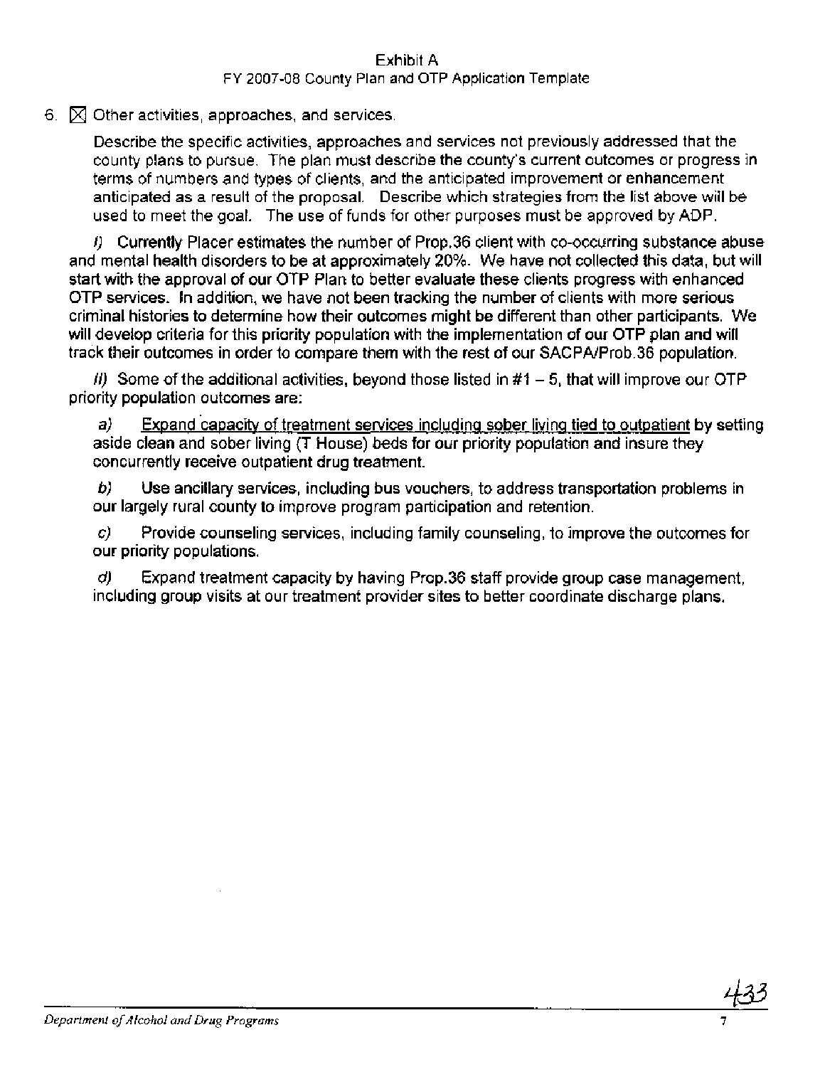6. ☒ Other activities, approaches, and services.

Describe the specific activities, approaches and services not previously addressed that the county plans to pursue. The plan must describe the county's current outcomes or progress in terms of numbers and types of clients, and the anticipated improvement or enhancement anticipated as a result of the proposal. Describe which strategies from the list above will be used to meet the goal. The use of funds for other purposes must be approved by ADP.

*I)* Currently Placer estimates the number of Prop.36 client with co-occurring substance abuse and mental health disorders to be at approximately 20%. We have not collected this data, but will start with the approval of our OTP Plan to better evaluate these clients progress with enhanced OTP services. In addition, we have not been tracking the number of clients with more serious criminal histories to determine how their outcomes might be different than other participants. We will develop criteria for this priority population with the implementation of our OTP plan and will track their outcomes in order to compare them with the rest of our SACPA/Prob.36 population.

*II)* Some of the additional activities, beyond those listed in #1 – 5, that will improve our OTP priority population outcomes are:

*a)* Expand capacity of treatment services including sober living tied to outpatient by setting aside clean and sober living (T House) beds for our priority population and insure they concurrently receive outpatient drug treatment.

*b)* Use ancillary services, including bus vouchers, to address transportation problems in our largely rural county to improve program participation and retention.

*c)* Provide counseling services, including family counseling, to improve the outcomes for our priority populations.

*d)* Expand treatment capacity by having Prop.36 staff provide group case management, including group visits at our treatment provider sites to better coordinate discharge plans.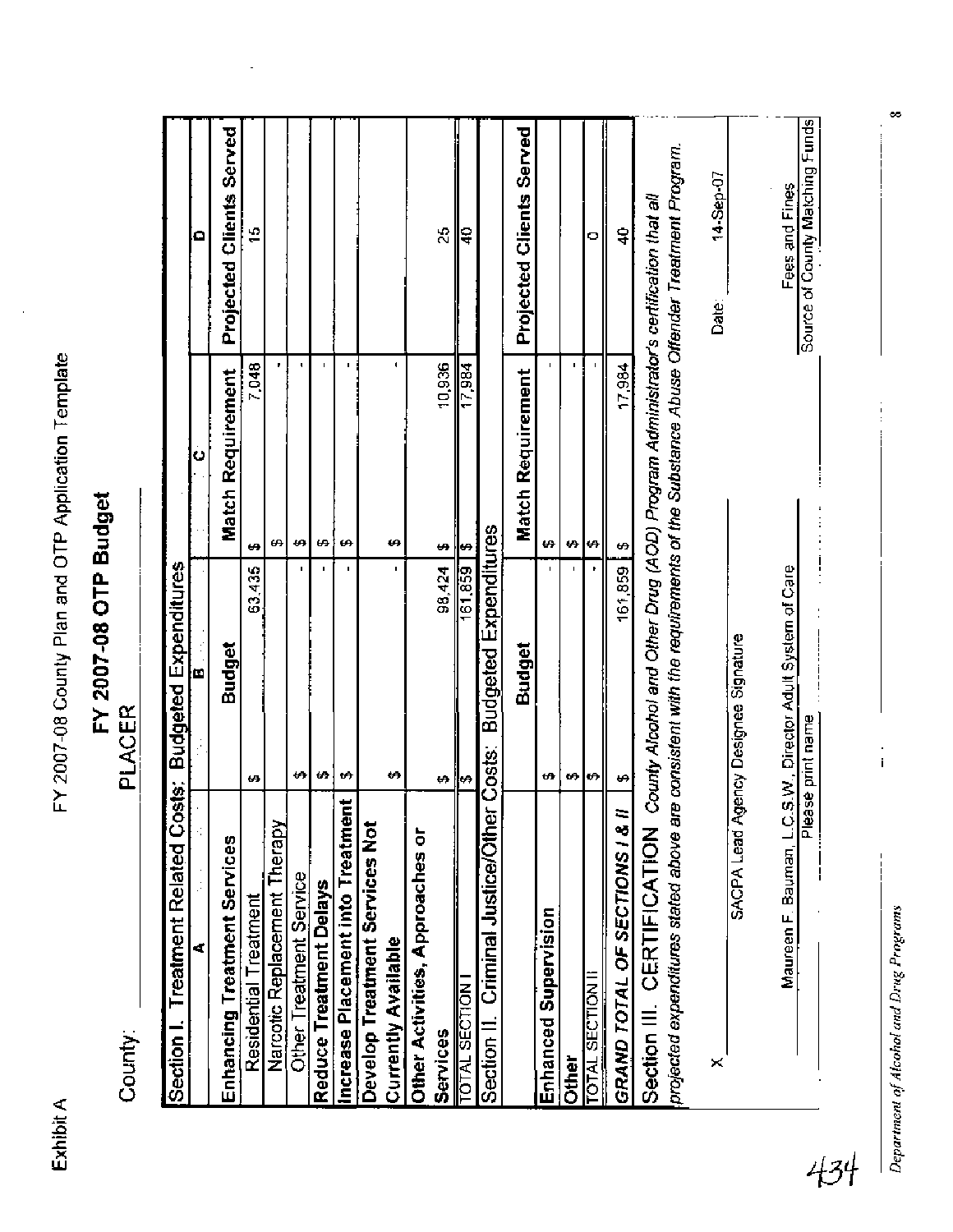Exhibit A

FY 2007-08 County Plan and OTP Application Template

# FY 2007-08 OTP Budget

County: PLACER

| Section I. Treatment Related Costs: Budgeted Expenditures | | | |
|---|---|---|---|
| A | B | C | D |
| **Enhancing Treatment Services** | **Budget** | **Match Requirement** | **Projected Clients Served** |
| Residential Treatment | $ 63,435 | $ 7,048 | 15 |
| Narcotic Replacement Therapy | | $ - | |
| Other Treatment Service | $ - | $ - | |
| **Reduce Treatment Delays** | $ - | $ - | |
| **Increase Placement into Treatment** | $ - | $ - | |
| **Develop Treatment Services Not Currently Available** | $ - | $ - | |
| **Other Activities, Approaches or Services** | $ 98,424 | $ 10,936 | 25 |
| TOTAL SECTION I | $ 161,859 | $ 17,984 | 40 |

| Section II. Criminal Justice/Other Costs: Budgeted Expenditures | | | |
|---|---|---|---|
| | **Budget** | **Match Requirement** | **Projected Clients Served** |
| **Enhanced Supervision** | $ - | $ - | |
| **Other** | $ - | $ - | |
| TOTAL SECTION II | $ - | $ - | 0 |
| ***GRAND TOTAL OF SECTIONS I & II*** | $ 161,859 | $ 17,984 | 40 |

**Section III. CERTIFICATION** *County Alcohol and Other Drug (AOD) Program Administrator's certification that all projected expenditures stated above are consistent with the requirements of the Substance Abuse Offender Treatment Program.*

X ______________________________ Date: 14-Sep-07

SACPA Lead Agency Designee Signature

Maureen F. Bauman, L.C.S.W., Director Adult System of Care

Please print name

Fees and Fines

Source of County Matching Funds

434

*Department of Alcohol and Drug Programs*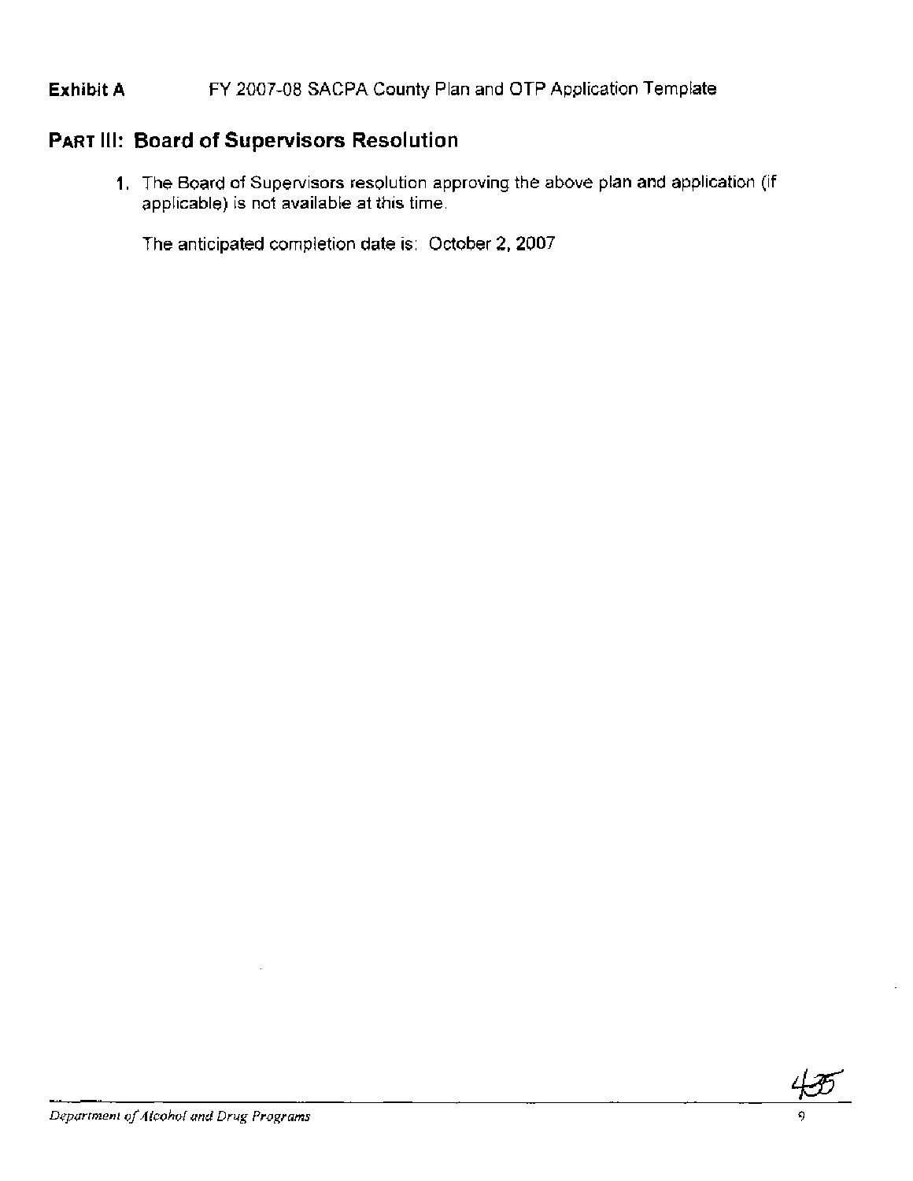**Exhibit A** FY 2007-08 SACPA County Plan and OTP Application Template

## PART III: Board of Supervisors Resolution

1. The Board of Supervisors resolution approving the above plan and application (if applicable) is not available at this time.

   The anticipated completion date is: October 2, 2007